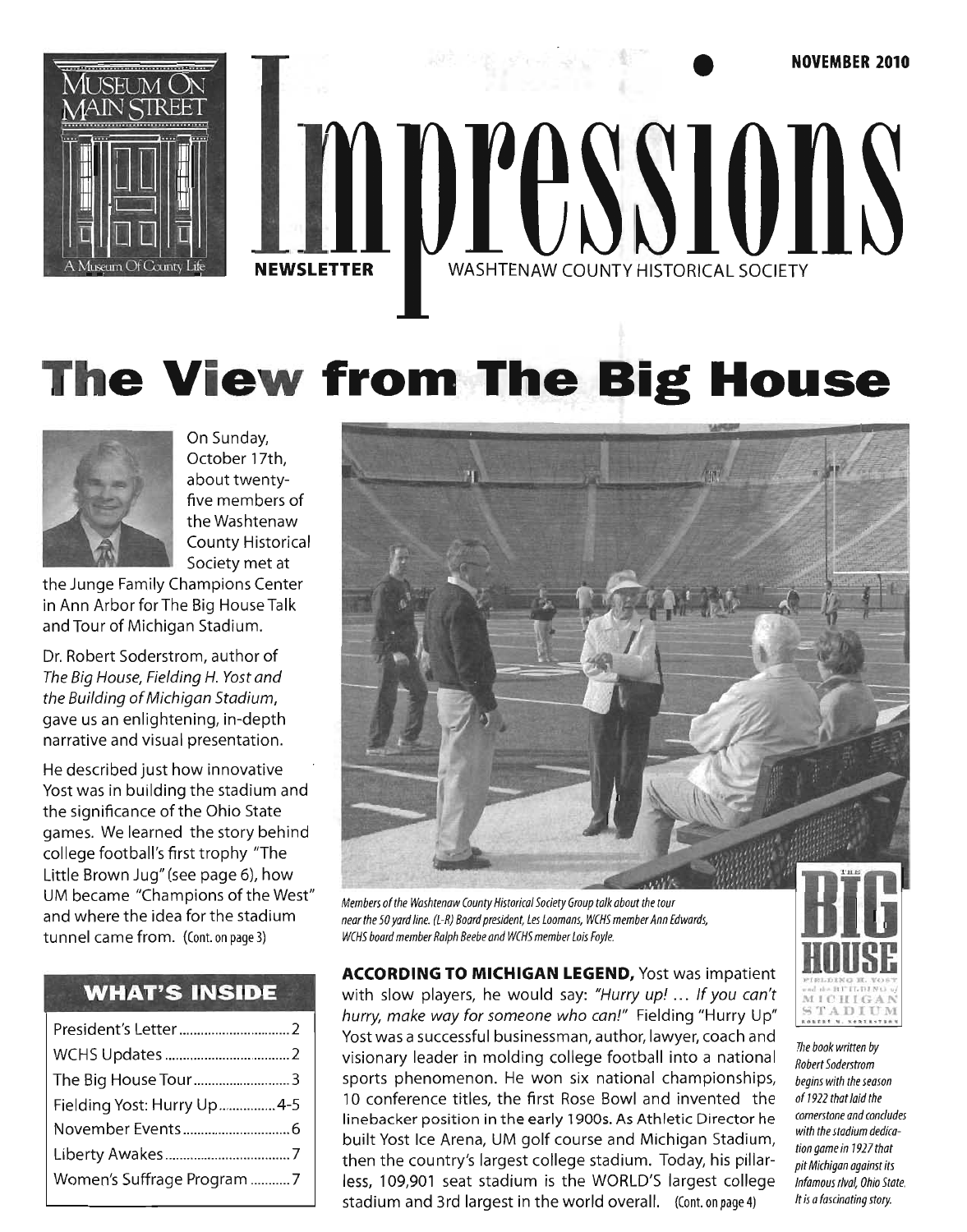NOVEMBER 2010

# Impressions

NEWSLETTER — WASHTENAW COUNTY HISTORICAL SOCIETY

# The View from The Big House

On Sunday, October 17th, about twenty-five members of the Washtenaw County Historical Society met at the Junge Family Champions Center in Ann Arbor for The Big House Talk and Tour of Michigan Stadium.

Dr. Robert Soderstrom, author of *The Big House, Fielding H. Yost and the Building of Michigan Stadium*, gave us an enlightening, in-depth narrative and visual presentation.

He described just how innovative Yost was in building the stadium and the significance of the Ohio State games. We learned the story behind college football's first trophy "The Little Brown Jug" (see page 6), how UM became "Champions of the West" and where the idea for the stadium tunnel came from. (Cont. on page 3)

## WHAT'S INSIDE

| | |
|---|---|
| President's Letter | 2 |
| WCHS Updates | 2 |
| The Big House Tour | 3 |
| Fielding Yost: Hurry Up | 4-5 |
| November Events | 6 |
| Liberty Awakes | 7 |
| Women's Suffrage Program | 7 |

*Members of the Washtenaw County Historical Society Group talk about the tour near the 50 yard line. (L-R) Board president, Les Loomans, WCHS member Ann Edwards, WCHS board member Ralph Beebe and WCHS member Lois Foyle.*

**ACCORDING TO MICHIGAN LEGEND,** Yost was impatient with slow players, he would say: *"Hurry up! ... If you can't hurry, make way for someone who can!"* Fielding "Hurry Up" Yost was a successful businessman, author, lawyer, coach and visionary leader in molding college football into a national sports phenomenon. He won six national championships, 10 conference titles, the first Rose Bowl and invented the linebacker position in the early 1900s. As Athletic Director he built Yost Ice Arena, UM golf course and Michigan Stadium, then the country's largest college stadium. Today, his pillarless, 109,901 seat stadium is the WORLD'S largest college stadium and 3rd largest in the world overall. (Cont. on page 4)

*The book written by Robert Soderstrom begins with the season of 1922 that laid the cornerstone and concludes with the stadium dedication game in 1927 that pit Michigan against its infamous rival, Ohio State. It is a fascinating story.*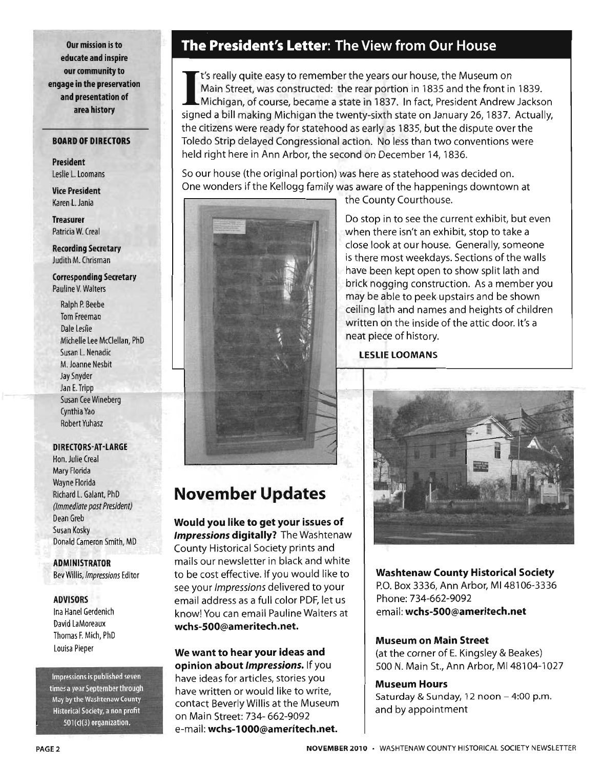**Our mission is to educate and inspire our community to engage in the preservation and presentation of area history**

### BOARD OF DIRECTORS

**President**
Leslie L. Loomans

**Vice President**
Karen L. Jania

**Treasurer**
Patricia W. Creal

**Recording Secretary**
Judith M. Chrisman

**Corresponding Secretary**
Pauline V. Walters

Ralph P. Beebe
Tom Freeman
Dale Leslie
Michelle Lee McClellan, PhD
Susan L. Nenadic
M. Joanne Nesbit
Jay Snyder
Jan E. Tripp
Susan Cee Wineberg
Cynthia Yao
Robert Yuhasz

### DIRECTORS-AT-LARGE

Hon. Julie Creal
Mary Florida
Wayne Florida
Richard L. Galant, PhD *(Immediate past President)*
Dean Greb
Susan Kosky
Donald Cameron Smith, MD

### ADMINISTRATOR

Bev Willis, *Impressions* Editor

### ADVISORS

Ina Hanel Gerdenich
David LaMoreaux
Thomas F. Mich, PhD
Louisa Pieper

Impressions is published seven times a year September through May by the Washtenaw County Historical Society, a non profit 501(c)(3) organization.

## The President's Letter: The View from Our House

It's really quite easy to remember the years our house, the Museum on Main Street, was constructed: the rear portion in 1835 and the front in 1839. Michigan, of course, became a state in 1837. In fact, President Andrew Jackson signed a bill making Michigan the twenty-sixth state on January 26, 1837. Actually, the citizens were ready for statehood as early as 1835, but the dispute over the Toledo Strip delayed Congressional action. No less than two conventions were held right here in Ann Arbor, the second on December 14, 1836.

So our house (the original portion) was here as statehood was decided on. One wonders if the Kellogg family was aware of the happenings downtown at the County Courthouse.

Do stop in to see the current exhibit, but even when there isn't an exhibit, stop to take a close look at our house. Generally, someone is there most weekdays. Sections of the walls have been kept open to show split lath and brick nogging construction. As a member you may be able to peek upstairs and be shown ceiling lath and names and heights of children written on the inside of the attic door. It's a neat piece of history.

**LESLIE LOOMANS**

## November Updates

**Would you like to get your issues of *Impressions* digitally?** The Washtenaw County Historical Society prints and mails our newsletter in black and white to be cost effective. If you would like to see your *Impressions* delivered to your email address as a full color PDF, let us know! You can email Pauline Walters at **wchs-500@ameritech.net.**

**We want to hear your ideas and opinion about *Impressions.*** If you have ideas for articles, stories you have written or would like to write, contact Beverly Willis at the Museum on Main Street: 734- 662-9092 e-mail: **wchs-1000@ameritech.net.**

**Washtenaw County Historical Society**
P.O. Box 3336, Ann Arbor, MI 48106-3336
Phone: 734-662-9092
email: **wchs-500@ameritech.net**

**Museum on Main Street**
(at the corner of E. Kingsley & Beakes)
500 N. Main St., Ann Arbor, MI 48104-1027

**Museum Hours**
Saturday & Sunday, 12 noon – 4:00 p.m. and by appointment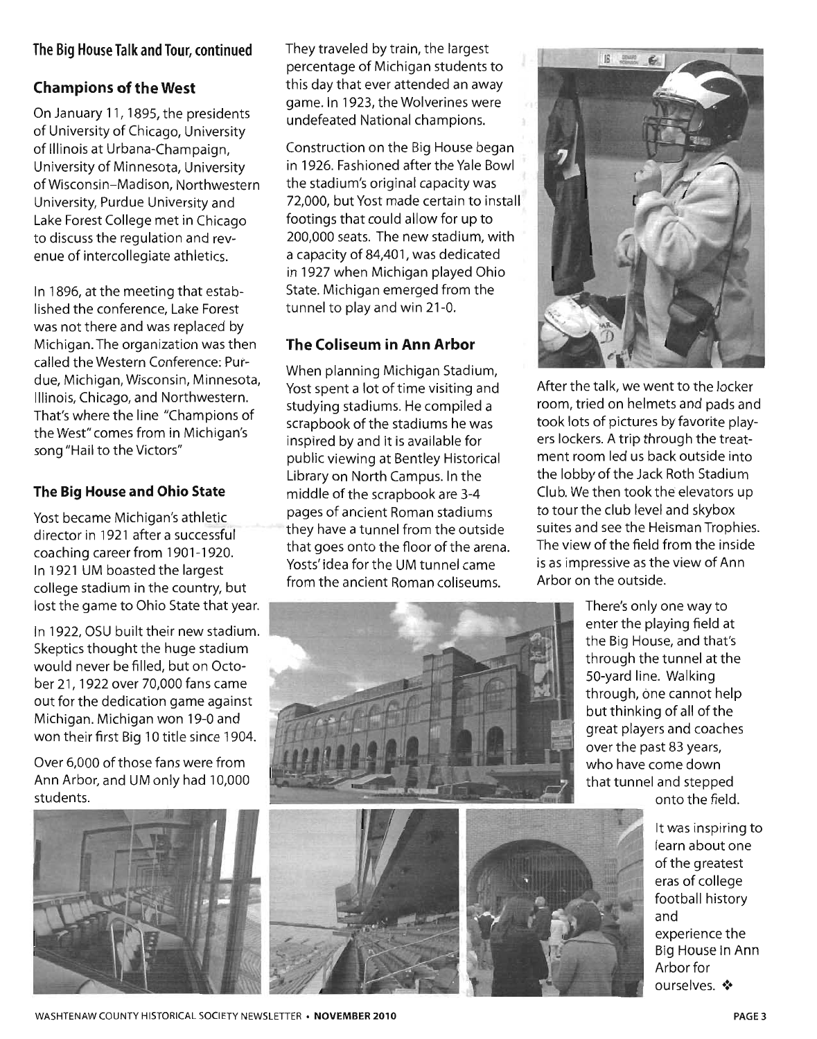### The Big House Talk and Tour, continued

## Champions of the West

On January 11, 1895, the presidents of University of Chicago, University of Illinois at Urbana-Champaign, University of Minnesota, University of Wisconsin–Madison, Northwestern University, Purdue University and Lake Forest College met in Chicago to discuss the regulation and revenue of intercollegiate athletics.

In 1896, at the meeting that established the conference, Lake Forest was not there and was replaced by Michigan. The organization was then called the Western Conference: Purdue, Michigan, Wisconsin, Minnesota, Illinois, Chicago, and Northwestern. That's where the line "Champions of the West" comes from in Michigan's song "Hail to the Victors"

### The Big House and Ohio State

Yost became Michigan's athletic director in 1921 after a successful coaching career from 1901-1920. In 1921 UM boasted the largest college stadium in the country, but lost the game to Ohio State that year.

In 1922, OSU built their new stadium. Skeptics thought the huge stadium would never be filled, but on October 21, 1922 over 70,000 fans came out for the dedication game against Michigan. Michigan won 19-0 and won their first Big 10 title since 1904.

Over 6,000 of those fans were from Ann Arbor, and UM only had 10,000 students. They traveled by train, the largest percentage of Michigan students to this day that ever attended an away game. In 1923, the Wolverines were undefeated National champions.

Construction on the Big House began in 1926. Fashioned after the Yale Bowl the stadium's original capacity was 72,000, but Yost made certain to install footings that could allow for up to 200,000 seats. The new stadium, with a capacity of 84,401, was dedicated in 1927 when Michigan played Ohio State. Michigan emerged from the tunnel to play and win 21-0.

### The Coliseum in Ann Arbor

When planning Michigan Stadium, Yost spent a lot of time visiting and studying stadiums. He compiled a scrapbook of the stadiums he was inspired by and it is available for public viewing at Bentley Historical Library on North Campus. In the middle of the scrapbook are 3-4 pages of ancient Roman stadiums they have a tunnel from the outside that goes onto the floor of the arena. Yosts' idea for the UM tunnel came from the ancient Roman coliseums.

After the talk, we went to the locker room, tried on helmets and pads and took lots of pictures by favorite players lockers. A trip through the treatment room led us back outside into the lobby of the Jack Roth Stadium Club. We then took the elevators up to tour the club level and skybox suites and see the Heisman Trophies. The view of the field from the inside is as impressive as the view of Ann Arbor on the outside.

There's only one way to enter the playing field at the Big House, and that's through the tunnel at the 50-yard line. Walking through, one cannot help but thinking of all of the great players and coaches over the past 83 years, who have come down that tunnel and stepped onto the field.

It was inspiring to learn about one of the greatest eras of college football history and experience the Big House in Ann Arbor for ourselves. ❖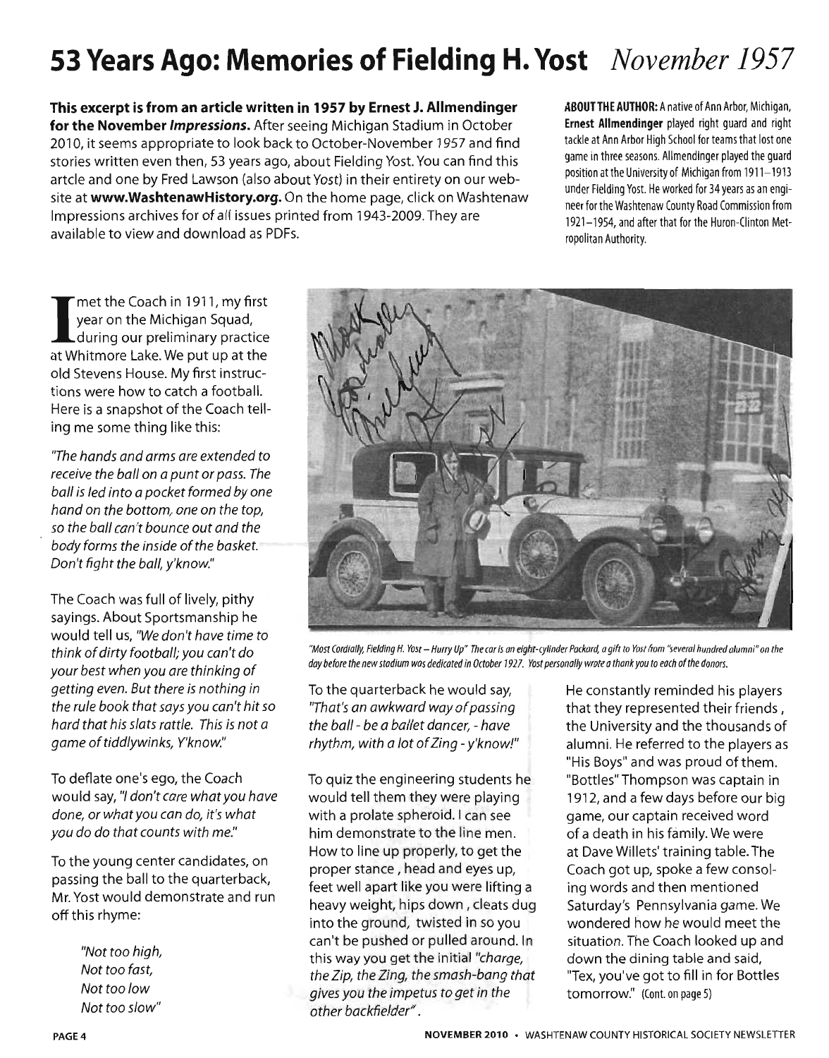# 53 Years Ago: Memories of Fielding H. Yost *November 1957*

**This excerpt is from an article written in 1957 by Ernest J. Allmendinger for the November *Impressions*.** After seeing Michigan Stadium in October 2010, it seems appropriate to look back to October-November 1957 and find stories written even then, 53 years ago, about Fielding Yost. You can find this artcle and one by Fred Lawson (also about Yost) in their entirety on our website at **www.WashtenawHistory.org.** On the home page, click on Washtenaw Impressions archives for of all issues printed from 1943-2009. They are available to view and download as PDFs.

**ABOUT THE AUTHOR:** A native of Ann Arbor, Michigan, **Ernest Allmendinger** played right guard and right tackle at Ann Arbor High School for teams that lost one game in three seasons. Allmendinger played the guard position at the University of Michigan from 1911–1913 under Fielding Yost. He worked for 34 years as an engineer for the Washtenaw County Road Commission from 1921–1954, and after that for the Huron-Clinton Metropolitan Authority.

I met the Coach in 1911, my first year on the Michigan Squad, during our preliminary practice at Whitmore Lake. We put up at the old Stevens House. My first instructions were how to catch a football. Here is a snapshot of the Coach telling me some thing like this:

*"The hands and arms are extended to receive the ball on a punt or pass. The ball is led into a pocket formed by one hand on the bottom, one on the top, so the ball can't bounce out and the body forms the inside of the basket. Don't fight the ball, y'know."*

The Coach was full of lively, pithy sayings. About Sportsmanship he would tell us, *"We don't have time to think of dirty football; you can't do your best when you are thinking of getting even. But there is nothing in the rule book that says you can't hit so hard that his slats rattle. This is not a game of tiddlywinks, Y'know."*

To deflate one's ego, the Coach would say, *"I don't care what you have done, or what you can do, it's what you do do that counts with me."*

To the young center candidates, on passing the ball to the quarterback, Mr. Yost would demonstrate and run off this rhyme:

> *"Not too high,*
> *Not too fast,*
> *Not too low*
> *Not too slow"*

*"Most Cordially, Fielding H. Yost – Hurry Up" The car is an eight-cylinder Packard, a gift to Yost from "several hundred alumni" on the day before the new stadium was dedicated in October 1927. Yost personally wrote a thank you to each of the donors.*

To the quarterback he would say, *"That's an awkward way of passing the ball - be a ballet dancer, - have rhythm, with a lot of Zing - y'know!"*

To quiz the engineering students he would tell them they were playing with a prolate spheroid. I can see him demonstrate to the line men. How to line up properly, to get the proper stance, head and eyes up, feet well apart like you were lifting a heavy weight, hips down, cleats dug into the ground, twisted in so you can't be pushed or pulled around. In this way you get the initial *"charge, the Zip, the Zing, the smash-bang that gives you the impetus to get in the other backfielder"*.

He constantly reminded his players that they represented their friends, the University and the thousands of alumni. He referred to the players as "His Boys" and was proud of them. "Bottles" Thompson was captain in 1912, and a few days before our big game, our captain received word of a death in his family. We were at Dave Willets' training table. The Coach got up, spoke a few consoling words and then mentioned Saturday's Pennsylvania game. We wondered how he would meet the situation. The Coach looked up and down the dining table and said, "Tex, you've got to fill in for Bottles tomorrow." (Cont. on page 5)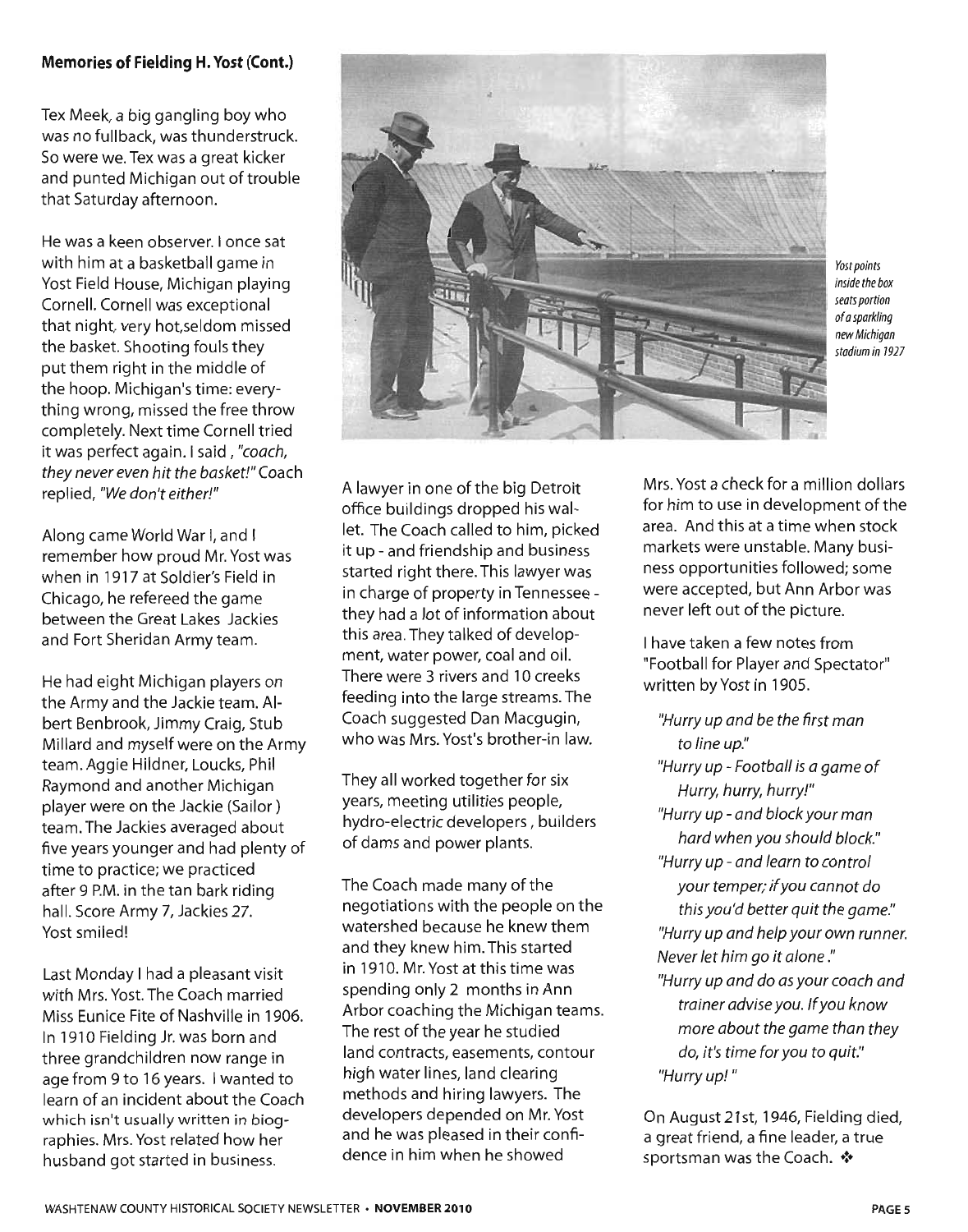**Memories of Fielding H. Yost (Cont.)**

Tex Meek, a big gangling boy who was no fullback, was thunderstruck. So were we. Tex was a great kicker and punted Michigan out of trouble that Saturday afternoon.

He was a keen observer. I once sat with him at a basketball game in Yost Field House, Michigan playing Cornell. Cornell was exceptional that night, very hot,seldom missed the basket. Shooting fouls they put them right in the middle of the hoop. Michigan's time: everything wrong, missed the free throw completely. Next time Cornell tried it was perfect again. I said , *"coach, they never even hit the basket!"* Coach replied, *"We don't either!"*

Along came World War I, and I remember how proud Mr. Yost was when in 1917 at Soldier's Field in Chicago, he refereed the game between the Great Lakes Jackies and Fort Sheridan Army team.

He had eight Michigan players on the Army and the Jackie team. Albert Benbrook, Jimmy Craig, Stub Millard and myself were on the Army team. Aggie Hildner, Loucks, Phil Raymond and another Michigan player were on the Jackie (Sailor ) team. The Jackies averaged about five years younger and had plenty of time to practice; we practiced after 9 P.M. in the tan bark riding hall. Score Army 7, Jackies 27. Yost smiled!

Last Monday I had a pleasant visit with Mrs. Yost. The Coach married Miss Eunice Fite of Nashville in 1906. In 1910 Fielding Jr. was born and three grandchildren now range in age from 9 to 16 years. I wanted to learn of an incident about the Coach which isn't usually written in biographies. Mrs. Yost related how her husband got started in business.

*Yost points inside the box seats portion of a sparkling new Michigan stadium in 1927*

A lawyer in one of the big Detroit office buildings dropped his wallet. The Coach called to him, picked it up - and friendship and business started right there. This lawyer was in charge of property in Tennessee - they had a lot of information about this area. They talked of development, water power, coal and oil. There were 3 rivers and 10 creeks feeding into the large streams. The Coach suggested Dan Macgugin, who was Mrs. Yost's brother-in law.

They all worked together for six years, meeting utilities people, hydro-electric developers , builders of dams and power plants.

The Coach made many of the negotiations with the people on the watershed because he knew them and they knew him. This started in 1910. Mr. Yost at this time was spending only 2 months in Ann Arbor coaching the Michigan teams. The rest of the year he studied land contracts, easements, contour high water lines, land clearing methods and hiring lawyers. The developers depended on Mr. Yost and he was pleased in their confidence in him when he showed Mrs. Yost a check for a million dollars for him to use in development of the area. And this at a time when stock markets were unstable. Many business opportunities followed; some were accepted, but Ann Arbor was never left out of the picture.

I have taken a few notes from "Football for Player and Spectator" written by Yost in 1905.

> *"Hurry up and be the first man to line up."*
> *"Hurry up - Football is a game of Hurry, hurry, hurry!"*
> *"Hurry up - and block your man hard when you should block."*
> *"Hurry up - and learn to control your temper; if you cannot do this you'd better quit the game."*
> *"Hurry up and help your own runner. Never let him go it alone ."*
> *"Hurry up and do as your coach and trainer advise you. If you know more about the game than they do, it's time for you to quit."*
> *"Hurry up! "*

On August 21st, 1946, Fielding died, a great friend, a fine leader, a true sportsman was the Coach. ❖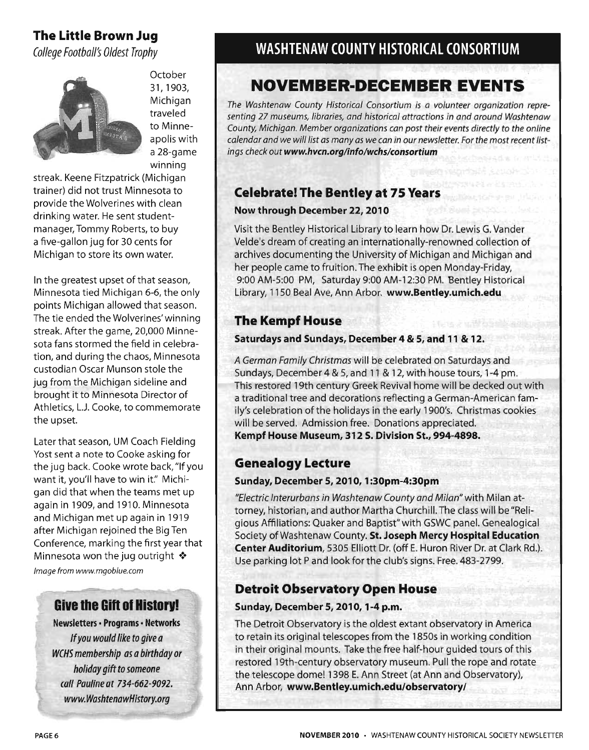## The Little Brown Jug

*College Football's Oldest Trophy*

October 31, 1903, Michigan traveled to Minneapolis with a 28-game winning streak. Keene Fitzpatrick (Michigan trainer) did not trust Minnesota to provide the Wolverines with clean drinking water. He sent student-manager, Tommy Roberts, to buy a five-gallon jug for 30 cents for Michigan to store its own water.

In the greatest upset of that season, Minnesota tied Michigan 6-6, the only points Michigan allowed that season. The tie ended the Wolverines' winning streak. After the game, 20,000 Minnesota fans stormed the field in celebration, and during the chaos, Minnesota custodian Oscar Munson stole the jug from the Michigan sideline and brought it to Minnesota Director of Athletics, L.J. Cooke, to commemorate the upset.

Later that season, UM Coach Fielding Yost sent a note to Cooke asking for the jug back. Cooke wrote back, "If you want it, you'll have to win it." Michigan did that when the teams met up again in 1909, and 1910. Minnesota and Michigan met up again in 1919 after Michigan rejoined the Big Ten Conference, marking the first year that Minnesota won the jug outright ❖

*Image from www.mgoblue.com*

### Give the Gift of History!

**Newsletters • Programs • Networks**

*If you would like to give a WCHS membership as a birthday or holiday gift to someone call Pauline at 734-662-9092. www.WashtenawHistory.org*

## WASHTENAW COUNTY HISTORICAL CONSORTIUM

# NOVEMBER-DECEMBER EVENTS

*The Washtenaw County Historical Consortium is a volunteer organization representing 27 museums, libraries, and historical attractions in and around Washtenaw County, Michigan. Member organizations can post their events directly to the online calendar and we will list as many as we can in our newsletter. For the most recent listings check out* ***www.hvcn.org/info/wchs/consortium***

### Celebrate! The Bentley at 75 Years

**Now through December 22, 2010**

Visit the Bentley Historical Library to learn how Dr. Lewis G. Vander Velde's dream of creating an internationally-renowned collection of archives documenting the University of Michigan and Michigan and her people came to fruition. The exhibit is open Monday-Friday, 9:00 AM-5:00 PM, Saturday 9:00 AM-12:30 PM. Bentley Historical Library, 1150 Beal Ave, Ann Arbor. **www.Bentley.umich.edu**

### The Kempf House

**Saturdays and Sundays, December 4 & 5, and 11 & 12.**

*A German Family Christmas* will be celebrated on Saturdays and Sundays, December 4 & 5, and 11 & 12, with house tours, 1-4 pm. This restored 19th century Greek Revival home will be decked out with a traditional tree and decorations reflecting a German-American family's celebration of the holidays in the early 1900's. Christmas cookies will be served. Admission free. Donations appreciated. **Kempf House Museum, 312 S. Division St., 994-4898.**

### Genealogy Lecture

**Sunday, December 5, 2010, 1:30pm-4:30pm**

*"Electric Interurbans in Washtenaw County and Milan"* with Milan attorney, historian, and author Martha Churchill. The class will be "Religious Affiliations: Quaker and Baptist" with GSWC panel. Genealogical Society of Washtenaw County. **St. Joseph Mercy Hospital Education Center Auditorium**, 5305 Elliott Dr. (off E. Huron River Dr. at Clark Rd.). Use parking lot P and look for the club's signs. Free. 483-2799.

### Detroit Observatory Open House

**Sunday, December 5, 2010, 1-4 p.m.**

The Detroit Observatory is the oldest extant observatory in America to retain its original telescopes from the 1850s in working condition in their original mounts. Take the free half-hour guided tours of this restored 19th-century observatory museum. Pull the rope and rotate the telescope dome! 1398 E. Ann Street (at Ann and Observatory), Ann Arbor, **www.Bentley.umich.edu/observatory/**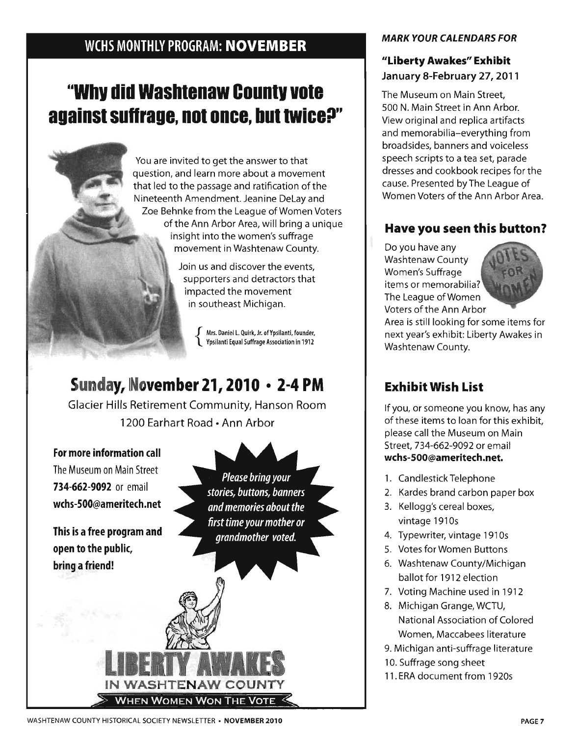## WCHS MONTHLY PROGRAM: NOVEMBER

# "Why did Washtenaw County vote against suffrage, not once, but twice?"

You are invited to get the answer to that question, and learn more about a movement that led to the passage and ratification of the Nineteenth Amendment. Jeanine DeLay and Zoe Behnke from the League of Women Voters of the Ann Arbor Area, will bring a unique insight into the women's suffrage movement in Washtenaw County.

Join us and discover the events, supporters and detractors that impacted the movement in southeast Michigan.

{ Mrs. Daniel L. Quirk, Jr. of Ypsilanti, founder, Ypsilanti Equal Suffrage Association in 1912

## Sunday, November 21, 2010 • 2-4 PM

Glacier Hills Retirement Community, Hanson Room
1200 Earhart Road • Ann Arbor

**For more information call**
The Museum on Main Street
**734-662-9092** or email
**wchs-500@ameritech.net**

**This is a free program and open to the public, bring a friend!**

*Please bring your stories, buttons, banners and memories about the first time your mother or grandmother voted.*

LIBERTY AWAKES
IN WASHTENAW COUNTY
WHEN WOMEN WON THE VOTE

***MARK YOUR CALENDARS FOR***

### "Liberty Awakes" Exhibit
**January 8-February 27, 2011**

The Museum on Main Street, 500 N. Main Street in Ann Arbor. View original and replica artifacts and memorabilia–everything from broadsides, banners and voiceless speech scripts to a tea set, parade dresses and cookbook recipes for the cause. Presented by The League of Women Voters of the Ann Arbor Area.

### Have you seen this button?

Do you have any Washtenaw County Women's Suffrage items or memorabilia? The League of Women Voters of the Ann Arbor Area is still looking for some items for next year's exhibit: Liberty Awakes in Washtenaw County.

### Exhibit Wish List

If you, or someone you know, has any of these items to loan for this exhibit, please call the Museum on Main Street, 734-662-9092 or email **wchs-500@ameritech.net.**

1. Candlestick Telephone
2. Kardes brand carbon paper box
3. Kellogg's cereal boxes, vintage 1910s
4. Typewriter, vintage 1910s
5. Votes for Women Buttons
6. Washtenaw County/Michigan ballot for 1912 election
7. Voting Machine used in 1912
8. Michigan Grange, WCTU, National Association of Colored Women, Maccabees literature
9. Michigan anti-suffrage literature
10. Suffrage song sheet
11. ERA document from 1920s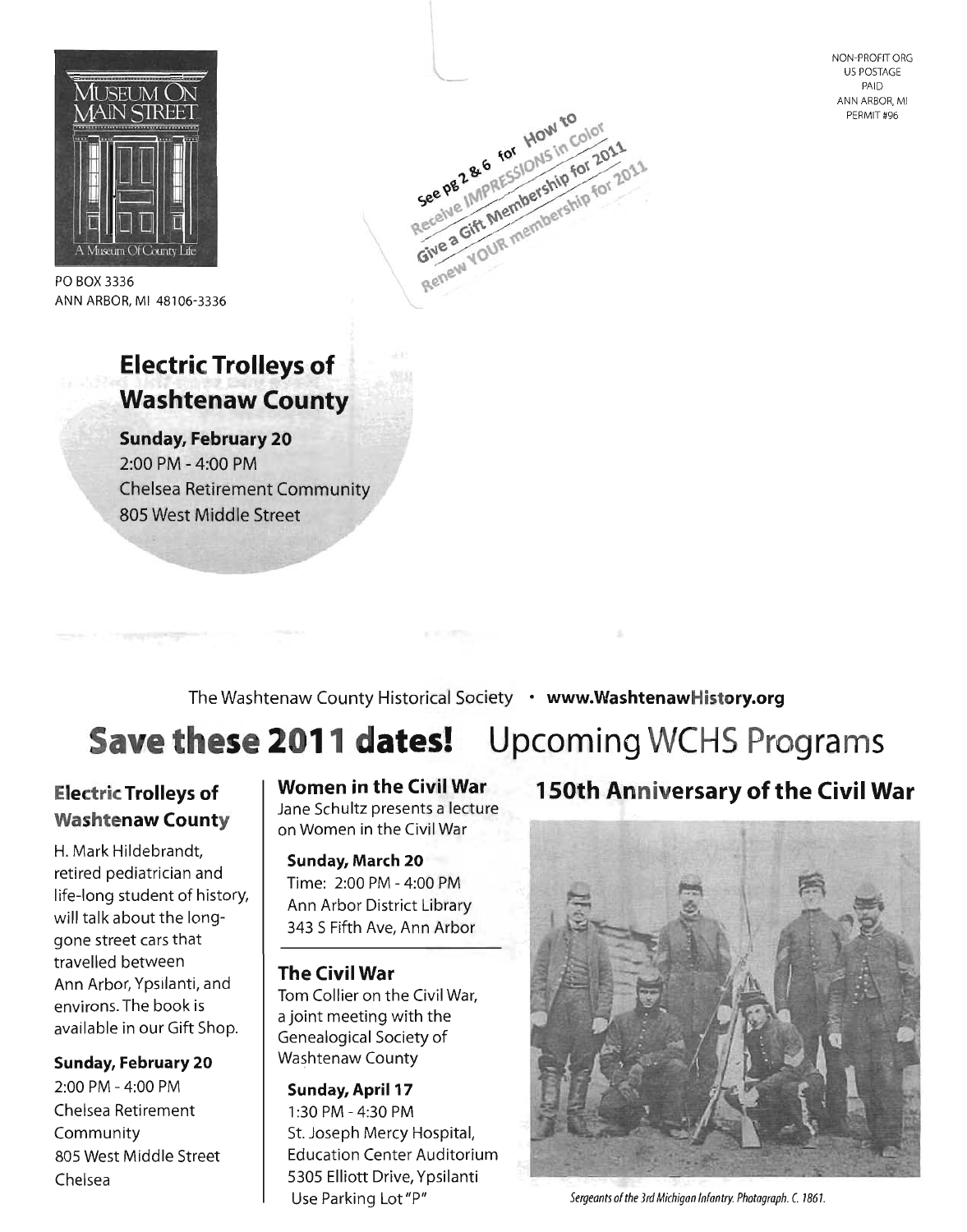MUSEUM ON MAIN STREET

A Museum Of County Life

PO BOX 3336
ANN ARBOR, MI 48106-3336

NON-PROFIT ORG
US POSTAGE
PAID
ANN ARBOR, MI
PERMIT #96

See pg 2 & 6 for How to
Receive IMPRESSIONS in Color
Give a Gift Membership for 2011
Renew YOUR membership for 2011

## Electric Trolleys of Washtenaw County

**Sunday, February 20**
2:00 PM - 4:00 PM
Chelsea Retirement Community
805 West Middle Street

The Washtenaw County Historical Society • **www.WashtenawHistory.org**

# Save these 2011 dates! Upcoming WCHS Programs

### Electric Trolleys of Washtenaw County

H. Mark Hildebrandt, retired pediatrician and life-long student of history, will talk about the long-gone street cars that travelled between Ann Arbor, Ypsilanti, and environs. The book is available in our Gift Shop.

**Sunday, February 20**
2:00 PM - 4:00 PM
Chelsea Retirement Community
805 West Middle Street
Chelsea

### Women in the Civil War

Jane Schultz presents a lecture on Women in the Civil War

**Sunday, March 20**
Time: 2:00 PM - 4:00 PM
Ann Arbor District Library
343 S Fifth Ave, Ann Arbor

### The Civil War

Tom Collier on the Civil War, a joint meeting with the Genealogical Society of Washtenaw County

**Sunday, April 17**
1:30 PM - 4:30 PM
St. Joseph Mercy Hospital, Education Center Auditorium
5305 Elliott Drive, Ypsilanti
Use Parking Lot "P"

## 150th Anniversary of the Civil War

*Sergeants of the 3rd Michigan Infantry. Photograph. C. 1861.*